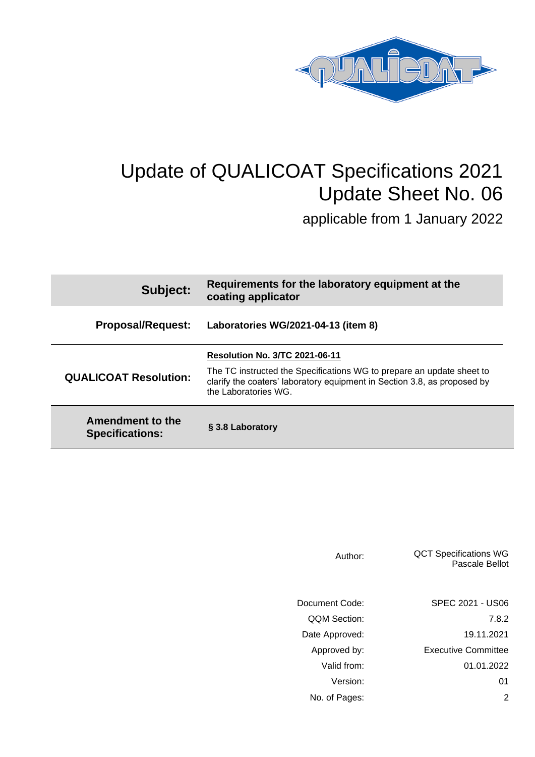# Update of QUALICOAT Specifications 2021
## Update Sheet No. 06

applicable from 1 January 2022

| | |
|---|---|
| **Subject:** | **Requirements for the laboratory equipment at the coating applicator** |
| **Proposal/Request:** | **Laboratories WG/2021-04-13 (item 8)** |
| **QUALICOAT Resolution:** | **Resolution No. 3/TC 2021-06-11**<br><br>The TC instructed the Specifications WG to prepare an update sheet to clarify the coaters' laboratory equipment in Section 3.8, as proposed by the Laboratories WG. |
| **Amendment to the Specifications:** | **§ 3.8 Laboratory** |

| | |
|---|---|
| Author: | QCT Specifications WG<br>Pascale Bellot |
| Document Code: | SPEC 2021 - US06 |
| QQM Section: | 7.8.2 |
| Date Approved: | 19.11.2021 |
| Approved by: | Executive Committee |
| Valid from: | 01.01.2022 |
| Version: | 01 |
| No. of Pages: | 2 |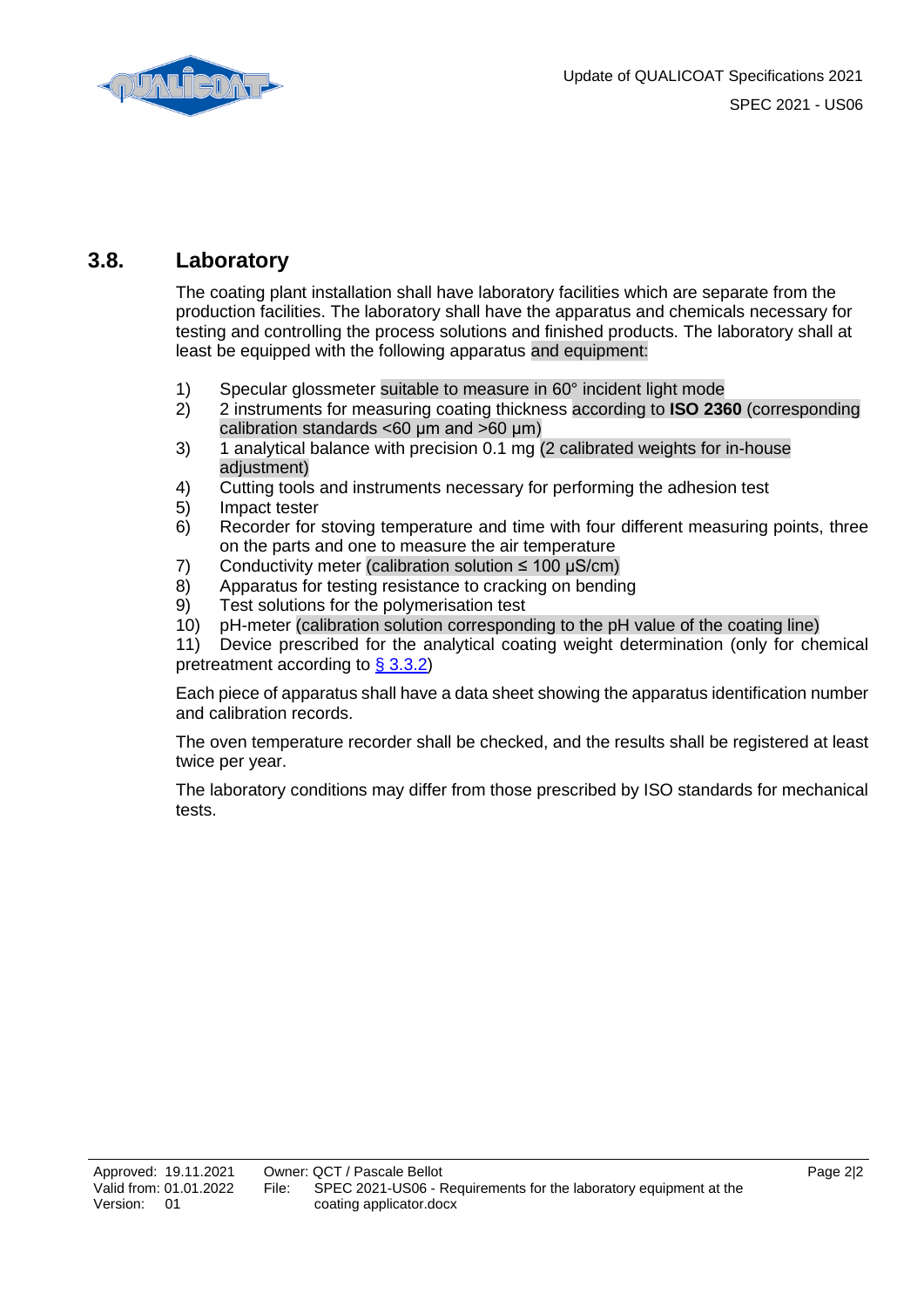## 3.8. Laboratory

The coating plant installation shall have laboratory facilities which are separate from the production facilities. The laboratory shall have the apparatus and chemicals necessary for testing and controlling the process solutions and finished products. The laboratory shall at least be equipped with the following apparatus and equipment:

1) Specular glossmeter suitable to measure in 60° incident light mode
2) 2 instruments for measuring coating thickness according to **ISO 2360** (corresponding calibration standards <60 µm and >60 µm)
3) 1 analytical balance with precision 0.1 mg (2 calibrated weights for in-house adjustment)
4) Cutting tools and instruments necessary for performing the adhesion test
5) Impact tester
6) Recorder for stoving temperature and time with four different measuring points, three on the parts and one to measure the air temperature
7) Conductivity meter (calibration solution ≤ 100 µS/cm)
8) Apparatus for testing resistance to cracking on bending
9) Test solutions for the polymerisation test
10) pH-meter (calibration solution corresponding to the pH value of the coating line)
11) Device prescribed for the analytical coating weight determination (only for chemical pretreatment according to § 3.3.2)

Each piece of apparatus shall have a data sheet showing the apparatus identification number and calibration records.

The oven temperature recorder shall be checked, and the results shall be registered at least twice per year.

The laboratory conditions may differ from those prescribed by ISO standards for mechanical tests.